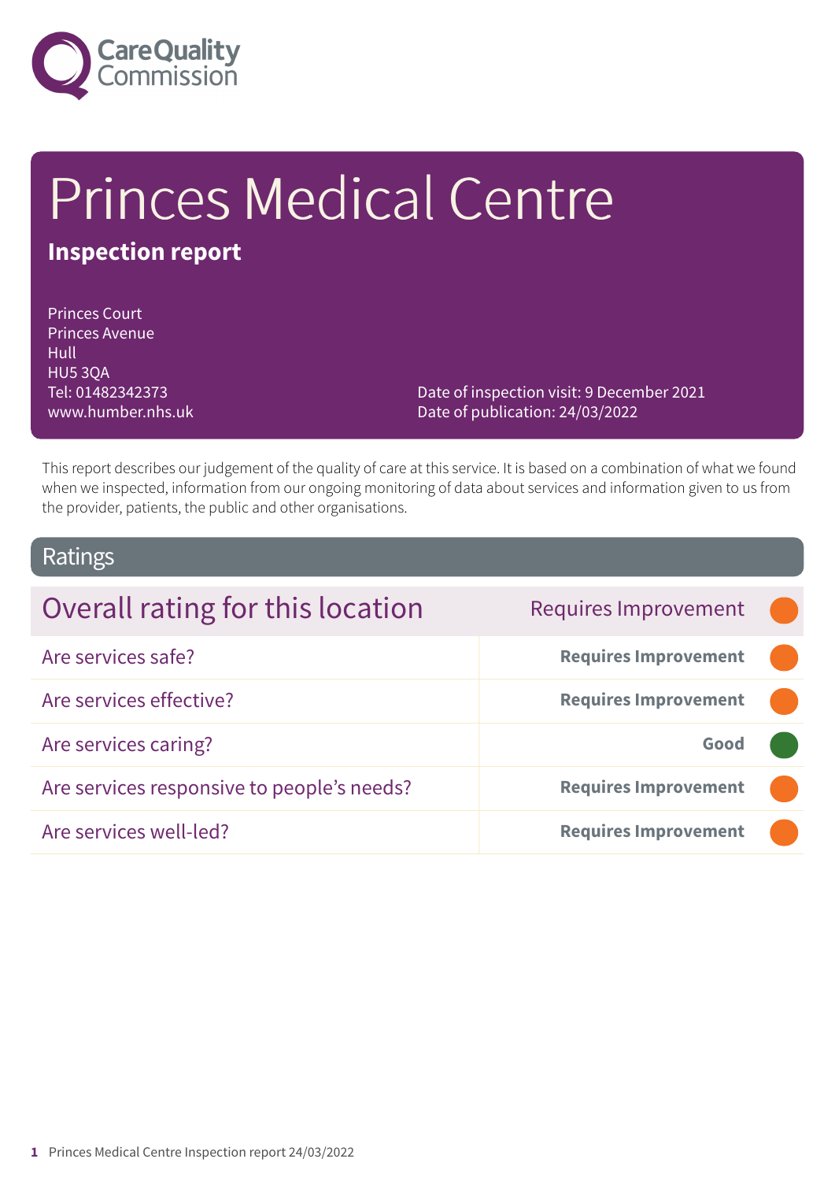# Princes Medical Centre

**Inspection report**

Princes Court
Princes Avenue
Hull
HU5 3QA
Tel: 01482342373
www.humber.nhs.uk

Date of inspection visit: 9 December 2021
Date of publication: 24/03/2022

This report describes our judgement of the quality of care at this service. It is based on a combination of what we found when we inspected, information from our ongoing monitoring of data about services and information given to us from the provider, patients, the public and other organisations.

## Ratings

| Overall rating for this location | Requires Improvement |
|---|---|
| Are services safe? | **Requires Improvement** |
| Are services effective? | **Requires Improvement** |
| Are services caring? | **Good** |
| Are services responsive to people's needs? | **Requires Improvement** |
| Are services well-led? | **Requires Improvement** |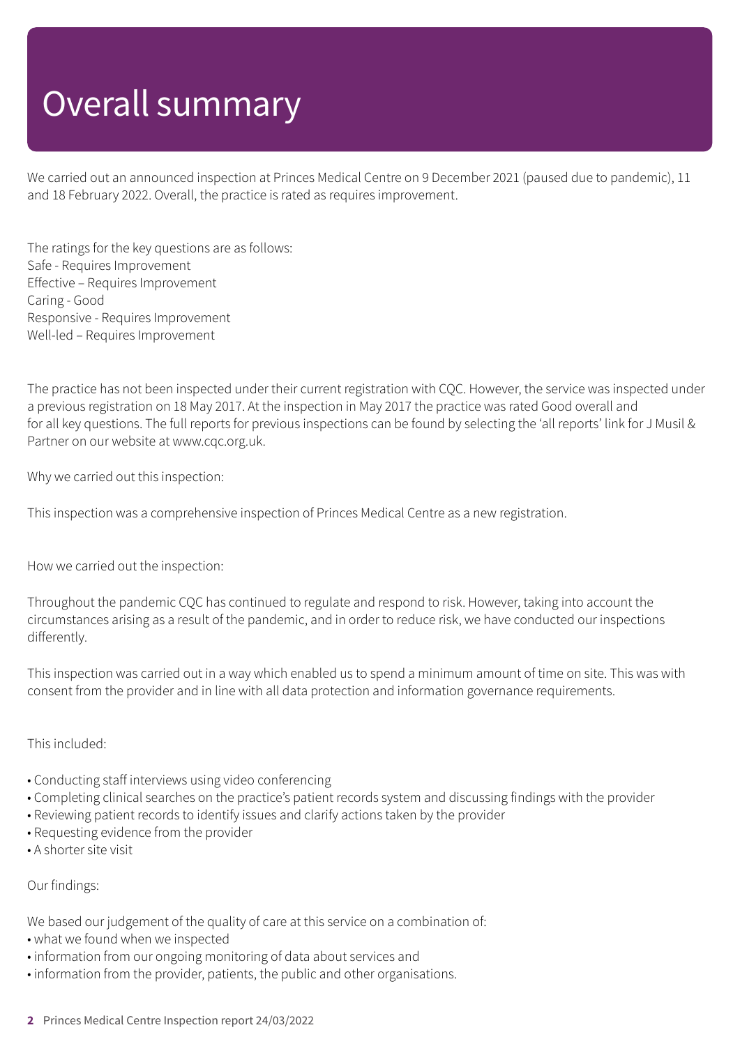# Overall summary

We carried out an announced inspection at Princes Medical Centre on 9 December 2021 (paused due to pandemic), 11 and 18 February 2022. Overall, the practice is rated as requires improvement.

The ratings for the key questions are as follows:
Safe - Requires Improvement
Effective – Requires Improvement
Caring - Good
Responsive - Requires Improvement
Well-led – Requires Improvement

The practice has not been inspected under their current registration with CQC. However, the service was inspected under a previous registration on 18 May 2017. At the inspection in May 2017 the practice was rated Good overall and for all key questions. The full reports for previous inspections can be found by selecting the 'all reports' link for J Musil & Partner on our website at www.cqc.org.uk.

Why we carried out this inspection:

This inspection was a comprehensive inspection of Princes Medical Centre as a new registration.

How we carried out the inspection:

Throughout the pandemic CQC has continued to regulate and respond to risk. However, taking into account the circumstances arising as a result of the pandemic, and in order to reduce risk, we have conducted our inspections differently.

This inspection was carried out in a way which enabled us to spend a minimum amount of time on site. This was with consent from the provider and in line with all data protection and information governance requirements.

This included:

- Conducting staff interviews using video conferencing
- Completing clinical searches on the practice's patient records system and discussing findings with the provider
- Reviewing patient records to identify issues and clarify actions taken by the provider
- Requesting evidence from the provider
- A shorter site visit

Our findings:

We based our judgement of the quality of care at this service on a combination of:
- what we found when we inspected
- information from our ongoing monitoring of data about services and
- information from the provider, patients, the public and other organisations.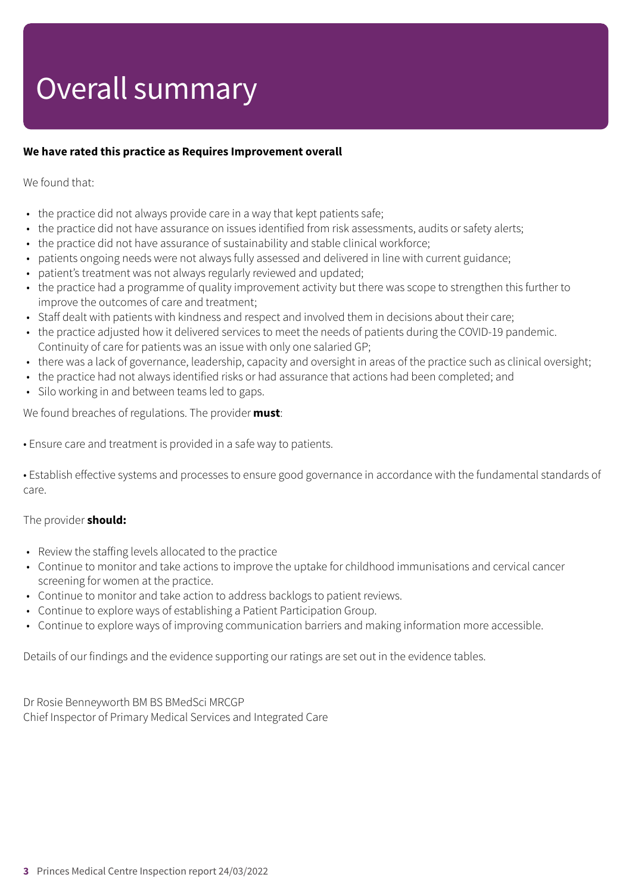# Overall summary

**We have rated this practice as Requires Improvement overall**

We found that:

- the practice did not always provide care in a way that kept patients safe;
- the practice did not have assurance on issues identified from risk assessments, audits or safety alerts;
- the practice did not have assurance of sustainability and stable clinical workforce;
- patients ongoing needs were not always fully assessed and delivered in line with current guidance;
- patient's treatment was not always regularly reviewed and updated;
- the practice had a programme of quality improvement activity but there was scope to strengthen this further to improve the outcomes of care and treatment;
- Staff dealt with patients with kindness and respect and involved them in decisions about their care;
- the practice adjusted how it delivered services to meet the needs of patients during the COVID-19 pandemic. Continuity of care for patients was an issue with only one salaried GP;
- there was a lack of governance, leadership, capacity and oversight in areas of the practice such as clinical oversight;
- the practice had not always identified risks or had assurance that actions had been completed; and
- Silo working in and between teams led to gaps.

We found breaches of regulations. The provider **must**:

• Ensure care and treatment is provided in a safe way to patients.

• Establish effective systems and processes to ensure good governance in accordance with the fundamental standards of care.

The provider **should:**

- Review the staffing levels allocated to the practice
- Continue to monitor and take actions to improve the uptake for childhood immunisations and cervical cancer screening for women at the practice.
- Continue to monitor and take action to address backlogs to patient reviews.
- Continue to explore ways of establishing a Patient Participation Group.
- Continue to explore ways of improving communication barriers and making information more accessible.

Details of our findings and the evidence supporting our ratings are set out in the evidence tables.

Dr Rosie Benneyworth BM BS BMedSci MRCGP
Chief Inspector of Primary Medical Services and Integrated Care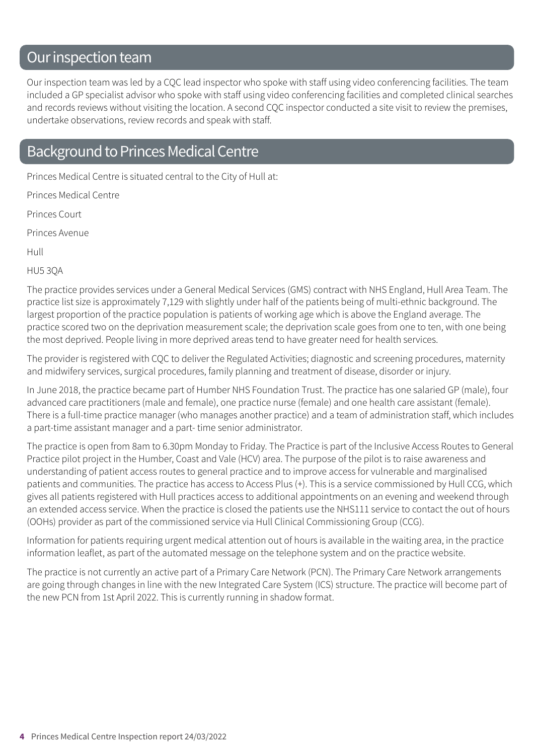## Our inspection team

Our inspection team was led by a CQC lead inspector who spoke with staff using video conferencing facilities. The team included a GP specialist advisor who spoke with staff using video conferencing facilities and completed clinical searches and records reviews without visiting the location. A second CQC inspector conducted a site visit to review the premises, undertake observations, review records and speak with staff.

## Background to Princes Medical Centre

Princes Medical Centre is situated central to the City of Hull at:

Princes Medical Centre

Princes Court

Princes Avenue

Hull

HU5 3QA

The practice provides services under a General Medical Services (GMS) contract with NHS England, Hull Area Team. The practice list size is approximately 7,129 with slightly under half of the patients being of multi-ethnic background. The largest proportion of the practice population is patients of working age which is above the England average. The practice scored two on the deprivation measurement scale; the deprivation scale goes from one to ten, with one being the most deprived. People living in more deprived areas tend to have greater need for health services.

The provider is registered with CQC to deliver the Regulated Activities; diagnostic and screening procedures, maternity and midwifery services, surgical procedures, family planning and treatment of disease, disorder or injury.

In June 2018, the practice became part of Humber NHS Foundation Trust. The practice has one salaried GP (male), four advanced care practitioners (male and female), one practice nurse (female) and one health care assistant (female). There is a full-time practice manager (who manages another practice) and a team of administration staff, which includes a part-time assistant manager and a part- time senior administrator.

The practice is open from 8am to 6.30pm Monday to Friday. The Practice is part of the Inclusive Access Routes to General Practice pilot project in the Humber, Coast and Vale (HCV) area. The purpose of the pilot is to raise awareness and understanding of patient access routes to general practice and to improve access for vulnerable and marginalised patients and communities. The practice has access to Access Plus (+). This is a service commissioned by Hull CCG, which gives all patients registered with Hull practices access to additional appointments on an evening and weekend through an extended access service. When the practice is closed the patients use the NHS111 service to contact the out of hours (OOHs) provider as part of the commissioned service via Hull Clinical Commissioning Group (CCG).

Information for patients requiring urgent medical attention out of hours is available in the waiting area, in the practice information leaflet, as part of the automated message on the telephone system and on the practice website.

The practice is not currently an active part of a Primary Care Network (PCN). The Primary Care Network arrangements are going through changes in line with the new Integrated Care System (ICS) structure. The practice will become part of the new PCN from 1st April 2022. This is currently running in shadow format.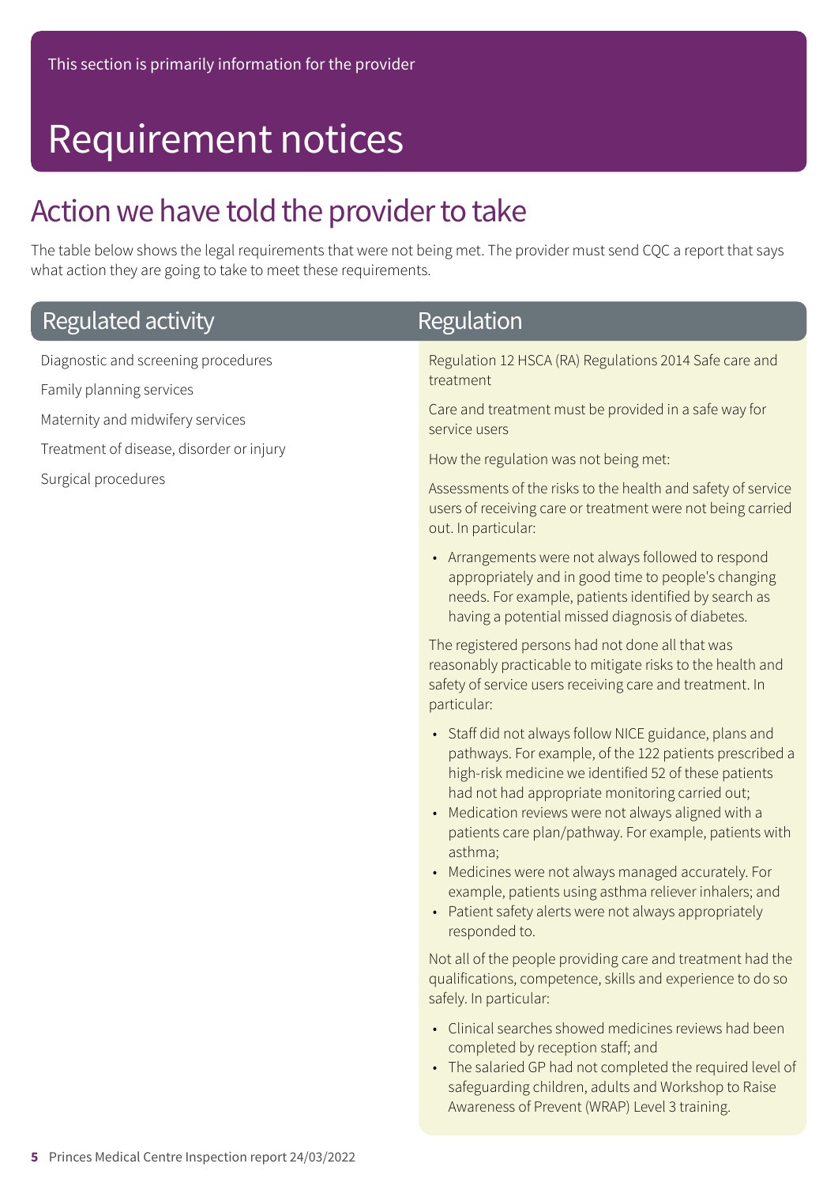This section is primarily information for the provider

# Requirement notices

## Action we have told the provider to take

The table below shows the legal requirements that were not being met. The provider must send CQC a report that says what action they are going to take to meet these requirements.

| Regulated activity | Regulation |
|---|---|
| Diagnostic and screening procedures<br>Family planning services<br>Maternity and midwifery services<br>Treatment of disease, disorder or injury<br>Surgical procedures | Regulation 12 HSCA (RA) Regulations 2014 Safe care and treatment<br><br>Care and treatment must be provided in a safe way for service users<br><br>How the regulation was not being met:<br><br>Assessments of the risks to the health and safety of service users of receiving care or treatment were not being carried out. In particular:<br><br>• Arrangements were not always followed to respond appropriately and in good time to people's changing needs. For example, patients identified by search as having a potential missed diagnosis of diabetes.<br><br>The registered persons had not done all that was reasonably practicable to mitigate risks to the health and safety of service users receiving care and treatment. In particular:<br><br>• Staff did not always follow NICE guidance, plans and pathways. For example, of the 122 patients prescribed a high-risk medicine we identified 52 of these patients had not had appropriate monitoring carried out;<br>• Medication reviews were not always aligned with a patients care plan/pathway. For example, patients with asthma;<br>• Medicines were not always managed accurately. For example, patients using asthma reliever inhalers; and<br>• Patient safety alerts were not always appropriately responded to.<br><br>Not all of the people providing care and treatment had the qualifications, competence, skills and experience to do so safely. In particular:<br><br>• Clinical searches showed medicines reviews had been completed by reception staff; and<br>• The salaried GP had not completed the required level of safeguarding children, adults and Workshop to Raise Awareness of Prevent (WRAP) Level 3 training. |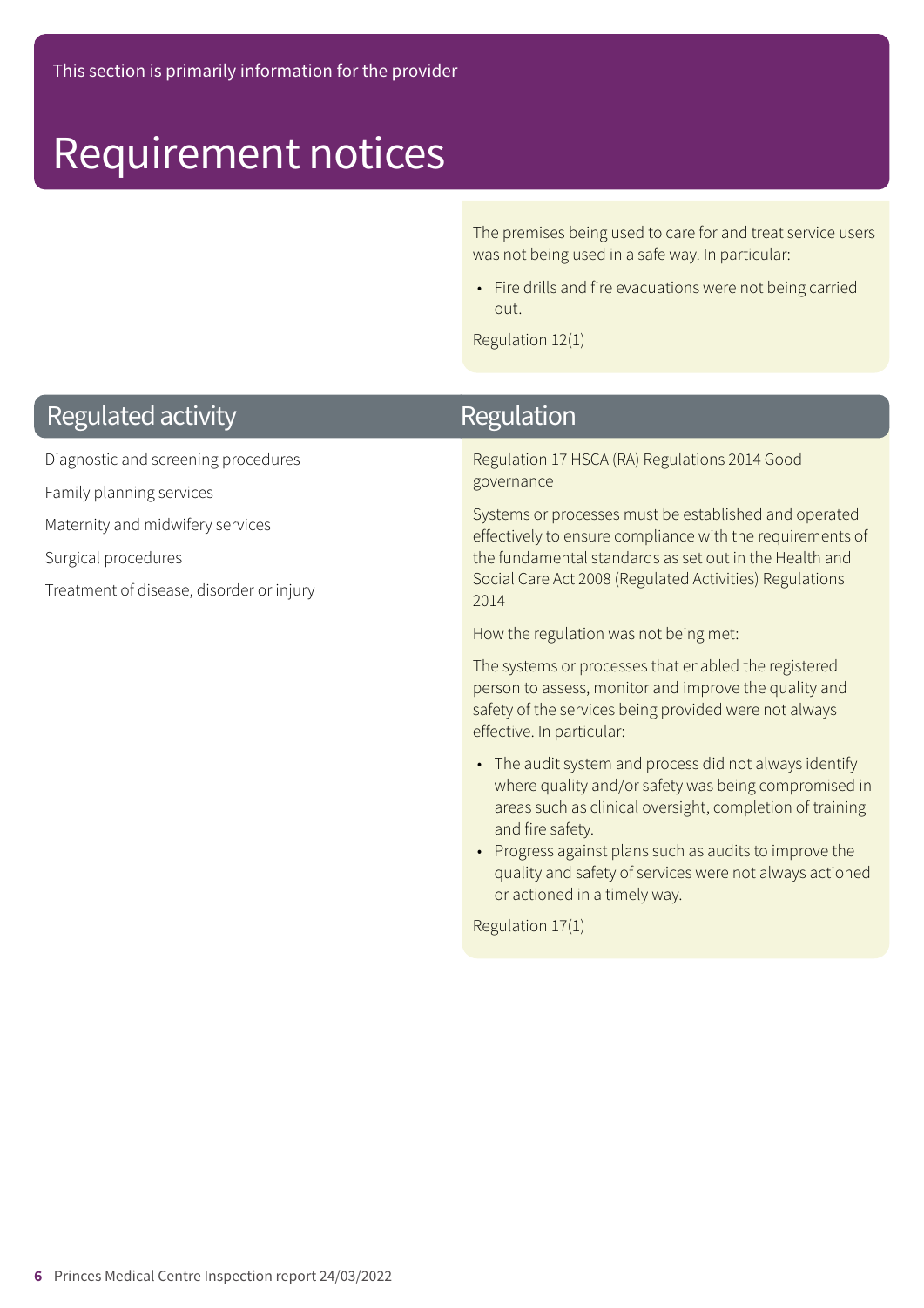This section is primarily information for the provider

# Requirement notices

The premises being used to care for and treat service users was not being used in a safe way. In particular:

- Fire drills and fire evacuations were not being carried out.

Regulation 12(1)

| Regulated activity | Regulation |
|---|---|
| Diagnostic and screening procedures<br>Family planning services<br>Maternity and midwifery services<br>Surgical procedures<br>Treatment of disease, disorder or injury | Regulation 17 HSCA (RA) Regulations 2014 Good governance<br><br>Systems or processes must be established and operated effectively to ensure compliance with the requirements of the fundamental standards as set out in the Health and Social Care Act 2008 (Regulated Activities) Regulations 2014<br><br>How the regulation was not being met:<br><br>The systems or processes that enabled the registered person to assess, monitor and improve the quality and safety of the services being provided were not always effective. In particular:<br><br>• The audit system and process did not always identify where quality and/or safety was being compromised in areas such as clinical oversight, completion of training and fire safety.<br>• Progress against plans such as audits to improve the quality and safety of services were not always actioned or actioned in a timely way.<br><br>Regulation 17(1) |